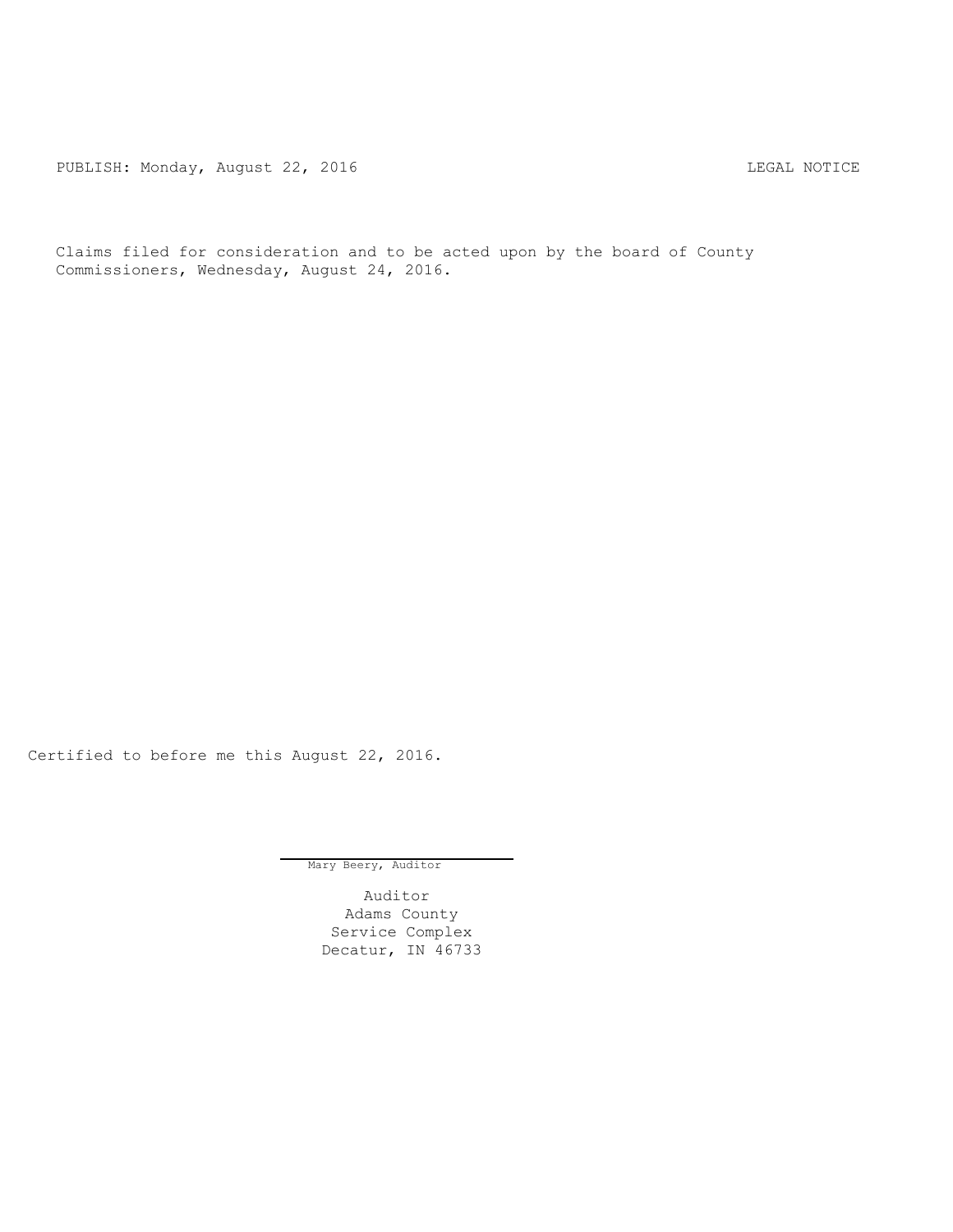PUBLISH: Monday, August 22, 2016 LEGAL NOTICE

Claims filed for consideration and to be acted upon by the board of County Commissioners, Wednesday, August 24, 2016.

Certified to before me this August 22, 2016.

Mary Beery, Auditor

Auditor
Adams County
Service Complex
Decatur, IN 46733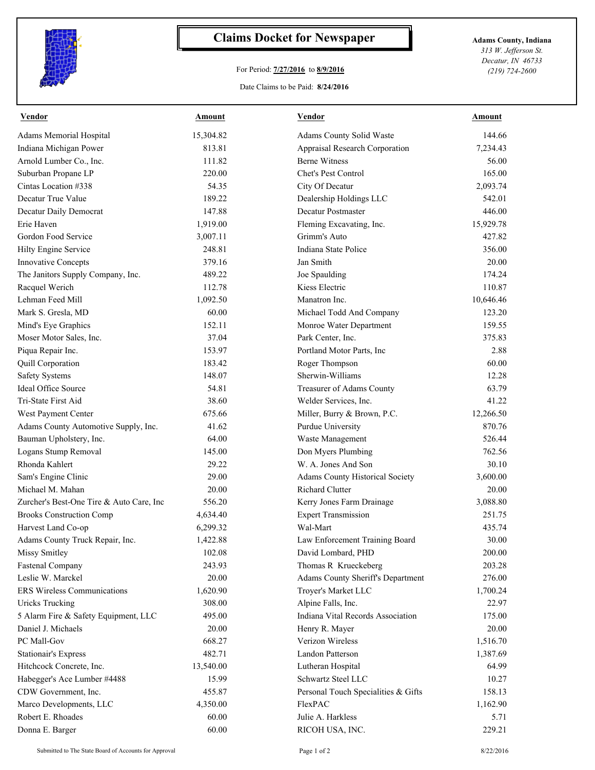# Claims Docket for Newspaper

For Period: **7/27/2016** to **8/9/2016**

Date Claims to be Paid: **8/24/2016**

**Adams County, Indiana**
*313 W. Jefferson St.*
*Decatur, IN 46733*
*(219) 724-2600*

| Vendor | Amount | Vendor | Amount |
|---|---|---|---|
| Adams Memorial Hospital | 15,304.82 | Adams County Solid Waste | 144.66 |
| Indiana Michigan Power | 813.81 | Appraisal Research Corporation | 7,234.43 |
| Arnold Lumber Co., Inc. | 111.82 | Berne Witness | 56.00 |
| Suburban Propane LP | 220.00 | Chet's Pest Control | 165.00 |
| Cintas Location #338 | 54.35 | City Of Decatur | 2,093.74 |
| Decatur True Value | 189.22 | Dealership Holdings LLC | 542.01 |
| Decatur Daily Democrat | 147.88 | Decatur Postmaster | 446.00 |
| Erie Haven | 1,919.00 | Fleming Excavating, Inc. | 15,929.78 |
| Gordon Food Service | 3,007.11 | Grimm's Auto | 427.82 |
| Hilty Engine Service | 248.81 | Indiana State Police | 356.00 |
| Innovative Concepts | 379.16 | Jan Smith | 20.00 |
| The Janitors Supply Company, Inc. | 489.22 | Joe Spaulding | 174.24 |
| Racquel Werich | 112.78 | Kiess Electric | 110.87 |
| Lehman Feed Mill | 1,092.50 | Manatron Inc. | 10,646.46 |
| Mark S. Gresla, MD | 60.00 | Michael Todd And Company | 123.20 |
| Mind's Eye Graphics | 152.11 | Monroe Water Department | 159.55 |
| Moser Motor Sales, Inc. | 37.04 | Park Center, Inc. | 375.83 |
| Piqua Repair Inc. | 153.97 | Portland Motor Parts, Inc | 2.88 |
| Quill Corporation | 183.42 | Roger Thompson | 60.00 |
| Safety Systems | 148.07 | Sherwin-Williams | 12.28 |
| Ideal Office Source | 54.81 | Treasurer of Adams County | 63.79 |
| Tri-State First Aid | 38.60 | Welder Services, Inc. | 41.22 |
| West Payment Center | 675.66 | Miller, Burry & Brown, P.C. | 12,266.50 |
| Adams County Automotive Supply, Inc. | 41.62 | Purdue University | 870.76 |
| Bauman Upholstery, Inc. | 64.00 | Waste Management | 526.44 |
| Logans Stump Removal | 145.00 | Don Myers Plumbing | 762.56 |
| Rhonda Kahlert | 29.22 | W. A. Jones And Son | 30.10 |
| Sam's Engine Clinic | 29.00 | Adams County Historical Society | 3,600.00 |
| Michael M. Mahan | 20.00 | Richard Clutter | 20.00 |
| Zurcher's Best-One Tire & Auto Care, Inc | 556.20 | Kerry Jones Farm Drainage | 3,088.80 |
| Brooks Construction Comp | 4,634.40 | Expert Transmission | 251.75 |
| Harvest Land Co-op | 6,299.32 | Wal-Mart | 435.74 |
| Adams County Truck Repair, Inc. | 1,422.88 | Law Enforcement Training Board | 30.00 |
| Missy Smitley | 102.08 | David Lombard, PHD | 200.00 |
| Fastenal Company | 243.93 | Thomas R Krueckeberg | 203.28 |
| Leslie W. Marckel | 20.00 | Adams County Sheriff's Department | 276.00 |
| ERS Wireless Communications | 1,620.90 | Troyer's Market LLC | 1,700.24 |
| Uricks Trucking | 308.00 | Alpine Falls, Inc. | 22.97 |
| 5 Alarm Fire & Safety Equipment, LLC | 495.00 | Indiana Vital Records Association | 175.00 |
| Daniel J. Michaels | 20.00 | Henry R. Mayer | 20.00 |
| PC Mall-Gov | 668.27 | Verizon Wireless | 1,516.70 |
| Stationair's Express | 482.71 | Landon Patterson | 1,387.69 |
| Hitchcock Concrete, Inc. | 13,540.00 | Lutheran Hospital | 64.99 |
| Habegger's Ace Lumber #4488 | 15.99 | Schwartz Steel LLC | 10.27 |
| CDW Government, Inc. | 455.87 | Personal Touch Specialities & Gifts | 158.13 |
| Marco Developments, LLC | 4,350.00 | FlexPAC | 1,162.90 |
| Robert E. Rhoades | 60.00 | Julie A. Harkless | 5.71 |
| Donna E. Barger | 60.00 | RICOH USA, INC. | 229.21 |

Submitted to The State Board of Accounts for Approval

8/22/2016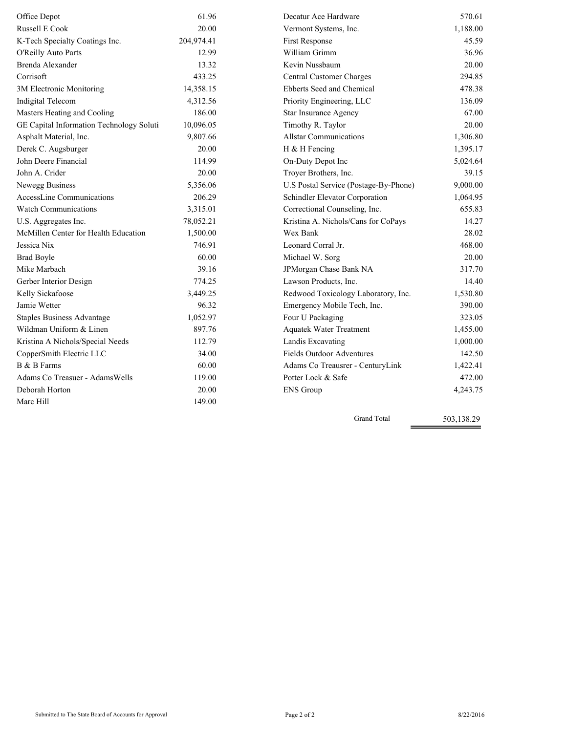| | |
|---|---|
| Office Depot | 61.96 |
| Russell E Cook | 20.00 |
| K-Tech Specialty Coatings Inc. | 204,974.41 |
| O'Reilly Auto Parts | 12.99 |
| Brenda Alexander | 13.32 |
| Corrisoft | 433.25 |
| 3M Electronic Monitoring | 14,358.15 |
| Indigital Telecom | 4,312.56 |
| Masters Heating and Cooling | 186.00 |
| GE Capital Information Technology Soluti | 10,096.05 |
| Asphalt Material, Inc. | 9,807.66 |
| Derek C. Augsburger | 20.00 |
| John Deere Financial | 114.99 |
| John A. Crider | 20.00 |
| Newegg Business | 5,356.06 |
| AccessLine Communications | 206.29 |
| Watch Communications | 3,315.01 |
| U.S. Aggregates Inc. | 78,052.21 |
| McMillen Center for Health Education | 1,500.00 |
| Jessica Nix | 746.91 |
| Brad Boyle | 60.00 |
| Mike Marbach | 39.16 |
| Gerber Interior Design | 774.25 |
| Kelly Sickafoose | 3,449.25 |
| Jamie Wetter | 96.32 |
| Staples Business Advantage | 1,052.97 |
| Wildman Uniform & Linen | 897.76 |
| Kristina A Nichols/Special Needs | 112.79 |
| CopperSmith Electric LLC | 34.00 |
| B & B Farms | 60.00 |
| Adams Co Treasuer - AdamsWells | 119.00 |
| Deborah Horton | 20.00 |
| Marc Hill | 149.00 |
| Decatur Ace Hardware | 570.61 |
| Vermont Systems, Inc. | 1,188.00 |
| First Response | 45.59 |
| William Grimm | 36.96 |
| Kevin Nussbaum | 20.00 |
| Central Customer Charges | 294.85 |
| Ebberts Seed and Chemical | 478.38 |
| Priority Engineering, LLC | 136.09 |
| Star Insurance Agency | 67.00 |
| Timothy R. Taylor | 20.00 |
| Allstar Communications | 1,306.80 |
| H & H Fencing | 1,395.17 |
| On-Duty Depot Inc | 5,024.64 |
| Troyer Brothers, Inc. | 39.15 |
| U.S Postal Service (Postage-By-Phone) | 9,000.00 |
| Schindler Elevator Corporation | 1,064.95 |
| Correctional Counseling, Inc. | 655.83 |
| Kristina A. Nichols/Cans for CoPays | 14.27 |
| Wex Bank | 28.02 |
| Leonard Corral Jr. | 468.00 |
| Michael W. Sorg | 20.00 |
| JPMorgan Chase Bank NA | 317.70 |
| Lawson Products, Inc. | 14.40 |
| Redwood Toxicology Laboratory, Inc. | 1,530.80 |
| Emergency Mobile Tech, Inc. | 390.00 |
| Four U Packaging | 323.05 |
| Aquatek Water Treatment | 1,455.00 |
| Landis Excavating | 1,000.00 |
| Fields Outdoor Adventures | 142.50 |
| Adams Co Treausrer - CenturyLink | 1,422.41 |
| Potter Lock & Safe | 472.00 |
| ENS Group | 4,243.75 |
| Grand Total | 503,138.29 |

Submitted to The State Board of Accounts for Approval

8/22/2016